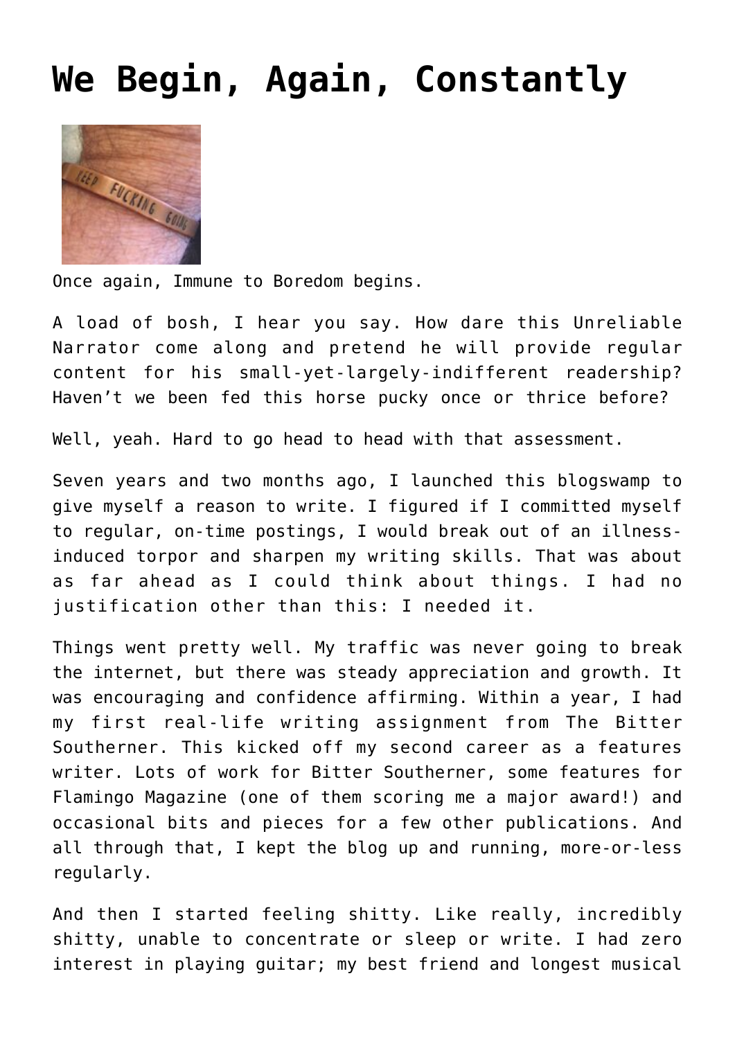# We Begin, Again, Constantly

Once again, Immune to Boredom begins.

A load of bosh, I hear you say. How dare this Unreliable Narrator come along and pretend he will provide regular content for his small-yet-largely-indifferent readership? Haven't we been fed this horse pucky once or thrice before?

Well, yeah. Hard to go head to head with that assessment.

Seven years and two months ago, I launched this blogswamp to give myself a reason to write. I figured if I committed myself to regular, on-time postings, I would break out of an illness-induced torpor and sharpen my writing skills. That was about as far ahead as I could think about things. I had no justification other than this: I needed it.

Things went pretty well. My traffic was never going to break the internet, but there was steady appreciation and growth. It was encouraging and confidence affirming. Within a year, I had my first real-life writing assignment from The Bitter Southerner. This kicked off my second career as a features writer. Lots of work for Bitter Southerner, some features for Flamingo Magazine (one of them scoring me a major award!) and occasional bits and pieces for a few other publications. And all through that, I kept the blog up and running, more-or-less regularly.

And then I started feeling shitty. Like really, incredibly shitty, unable to concentrate or sleep or write. I had zero interest in playing guitar; my best friend and longest musical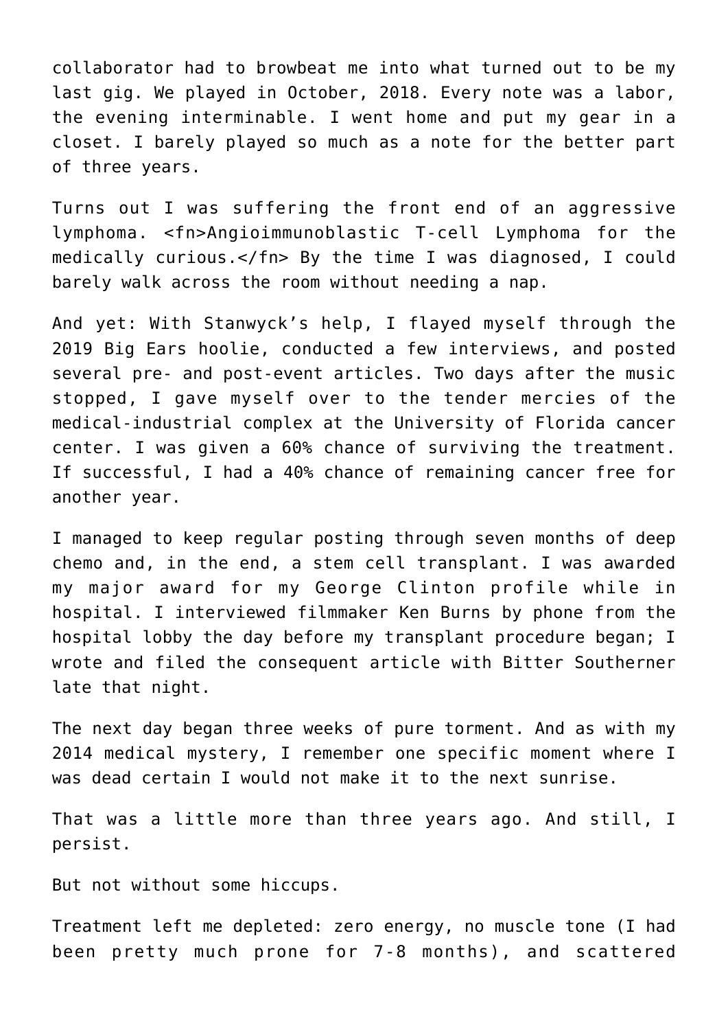collaborator had to browbeat me into what turned out to be my last gig. We played in October, 2018. Every note was a labor, the evening interminable. I went home and put my gear in a closet. I barely played so much as a note for the better part of three years.

Turns out I was suffering the front end of an aggressive lymphoma. <fn>Angioimmunoblastic T-cell Lymphoma for the medically curious.</fn> By the time I was diagnosed, I could barely walk across the room without needing a nap.

And yet: With Stanwyck's help, I flayed myself through the 2019 Big Ears hoolie, conducted a few interviews, and posted several pre- and post-event articles. Two days after the music stopped, I gave myself over to the tender mercies of the medical-industrial complex at the University of Florida cancer center. I was given a 60% chance of surviving the treatment. If successful, I had a 40% chance of remaining cancer free for another year.

I managed to keep regular posting through seven months of deep chemo and, in the end, a stem cell transplant. I was awarded my major award for my George Clinton profile while in hospital. I interviewed filmmaker Ken Burns by phone from the hospital lobby the day before my transplant procedure began; I wrote and filed the consequent article with Bitter Southerner late that night.

The next day began three weeks of pure torment. And as with my 2014 medical mystery, I remember one specific moment where I was dead certain I would not make it to the next sunrise.

That was a little more than three years ago. And still, I persist.

But not without some hiccups.

Treatment left me depleted: zero energy, no muscle tone (I had been pretty much prone for 7-8 months), and scattered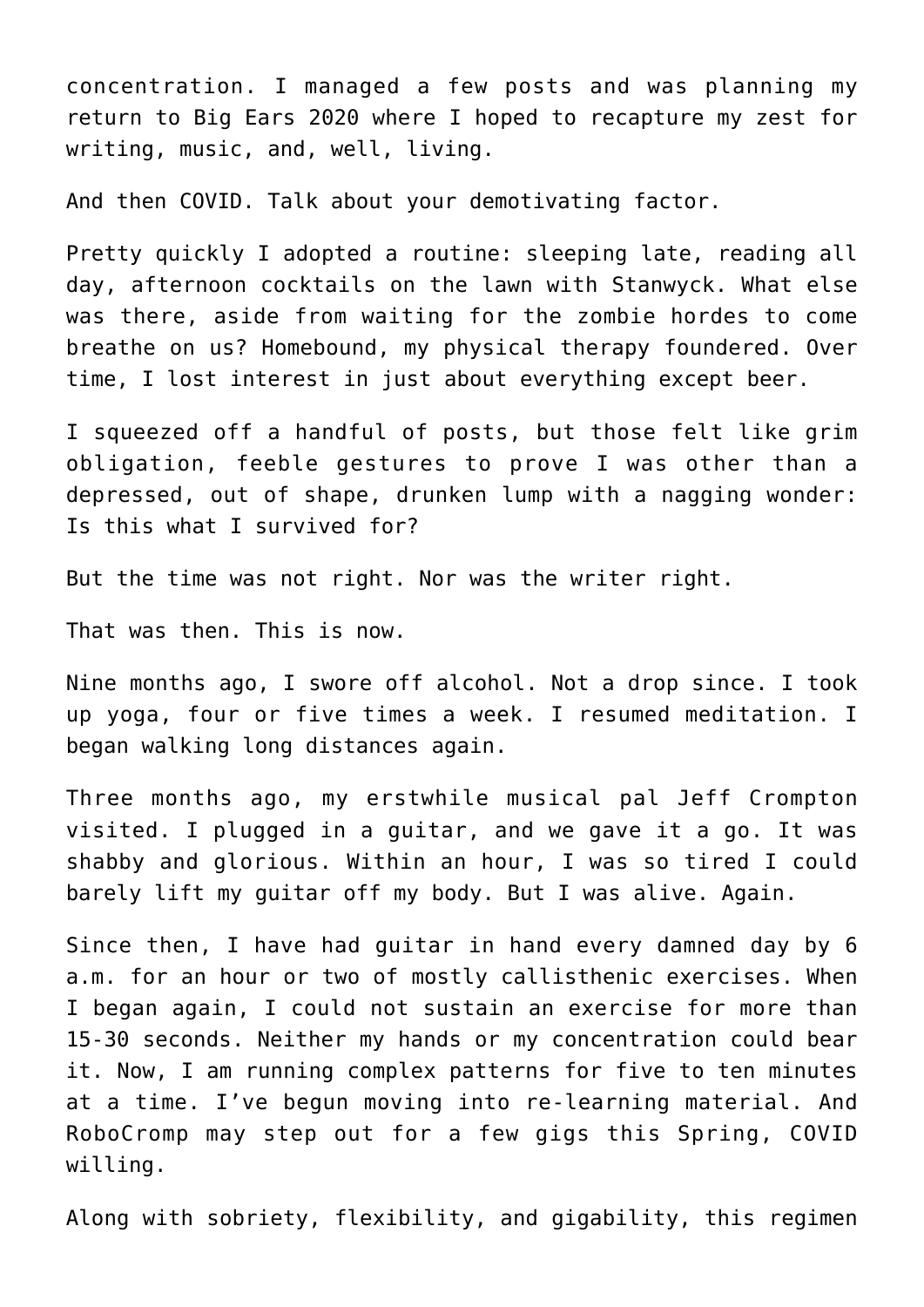concentration. I managed a few posts and was planning my return to Big Ears 2020 where I hoped to recapture my zest for writing, music, and, well, living.

And then COVID. Talk about your demotivating factor.

Pretty quickly I adopted a routine: sleeping late, reading all day, afternoon cocktails on the lawn with Stanwyck. What else was there, aside from waiting for the zombie hordes to come breathe on us? Homebound, my physical therapy foundered. Over time, I lost interest in just about everything except beer.

I squeezed off a handful of posts, but those felt like grim obligation, feeble gestures to prove I was other than a depressed, out of shape, drunken lump with a nagging wonder: Is this what I survived for?

But the time was not right. Nor was the writer right.

That was then. This is now.

Nine months ago, I swore off alcohol. Not a drop since. I took up yoga, four or five times a week. I resumed meditation. I began walking long distances again.

Three months ago, my erstwhile musical pal Jeff Crompton visited. I plugged in a guitar, and we gave it a go. It was shabby and glorious. Within an hour, I was so tired I could barely lift my guitar off my body. But I was alive. Again.

Since then, I have had guitar in hand every damned day by 6 a.m. for an hour or two of mostly callisthenic exercises. When I began again, I could not sustain an exercise for more than 15-30 seconds. Neither my hands or my concentration could bear it. Now, I am running complex patterns for five to ten minutes at a time. I've begun moving into re-learning material. And RoboCromp may step out for a few gigs this Spring, COVID willing.

Along with sobriety, flexibility, and gigability, this regimen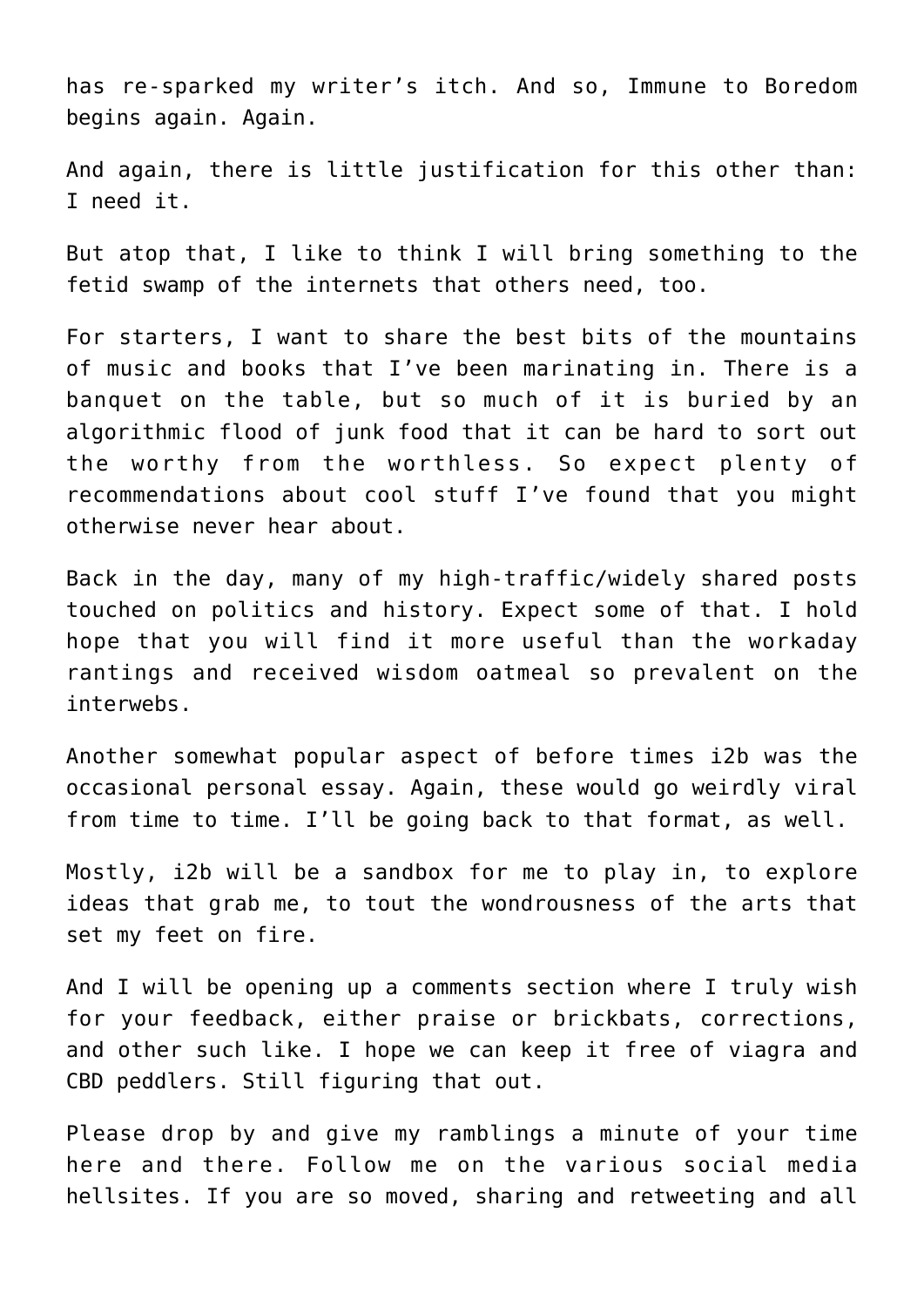has re-sparked my writer's itch. And so, Immune to Boredom begins again. Again.

And again, there is little justification for this other than: I need it.

But atop that, I like to think I will bring something to the fetid swamp of the internets that others need, too.

For starters, I want to share the best bits of the mountains of music and books that I've been marinating in. There is a banquet on the table, but so much of it is buried by an algorithmic flood of junk food that it can be hard to sort out the worthy from the worthless. So expect plenty of recommendations about cool stuff I've found that you might otherwise never hear about.

Back in the day, many of my high-traffic/widely shared posts touched on politics and history. Expect some of that. I hold hope that you will find it more useful than the workaday rantings and received wisdom oatmeal so prevalent on the interwebs.

Another somewhat popular aspect of before times i2b was the occasional personal essay. Again, these would go weirdly viral from time to time. I'll be going back to that format, as well.

Mostly, i2b will be a sandbox for me to play in, to explore ideas that grab me, to tout the wondrousness of the arts that set my feet on fire.

And I will be opening up a comments section where I truly wish for your feedback, either praise or brickbats, corrections, and other such like. I hope we can keep it free of viagra and CBD peddlers. Still figuring that out.

Please drop by and give my ramblings a minute of your time here and there. Follow me on the various social media hellsites. If you are so moved, sharing and retweeting and all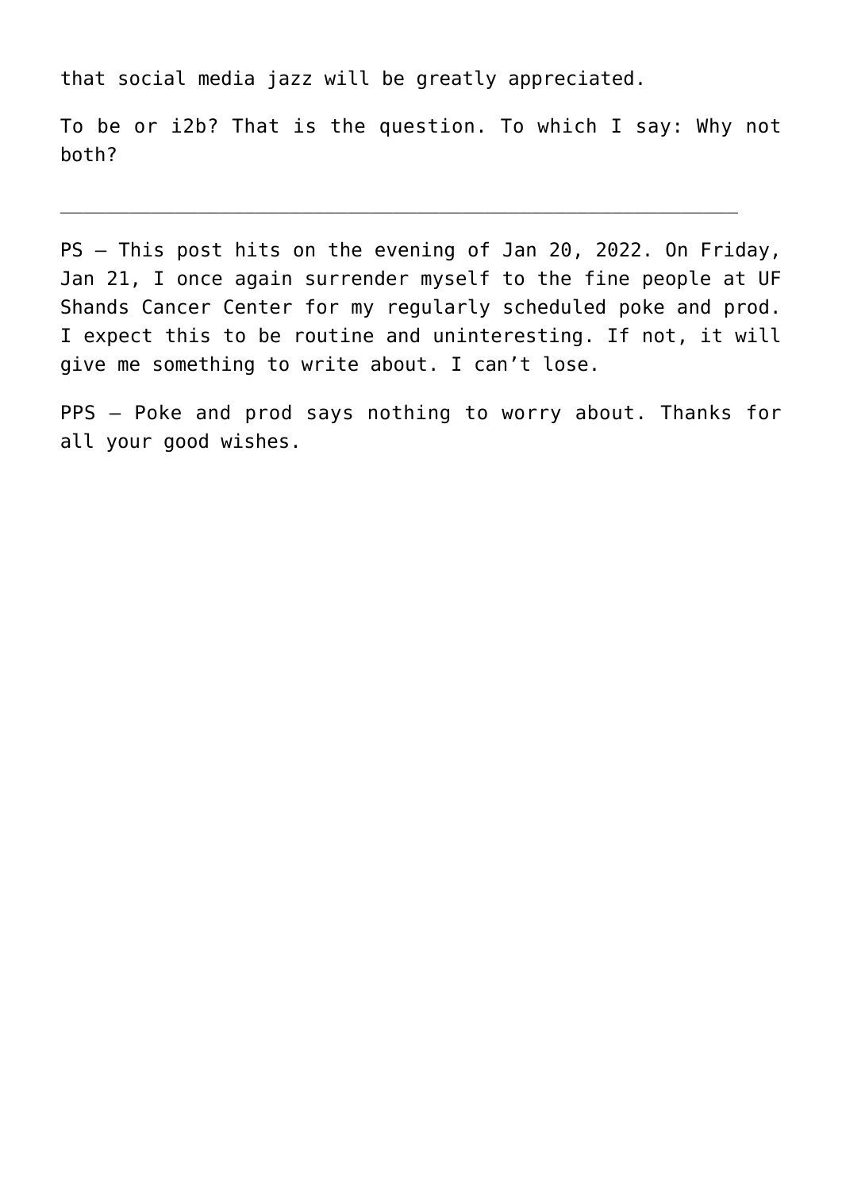that social media jazz will be greatly appreciated.

To be or i2b? That is the question. To which I say: Why not both?

---

PS – This post hits on the evening of Jan 20, 2022. On Friday, Jan 21, I once again surrender myself to the fine people at UF Shands Cancer Center for my regularly scheduled poke and prod. I expect this to be routine and uninteresting. If not, it will give me something to write about. I can’t lose.

PPS – Poke and prod says nothing to worry about. Thanks for all your good wishes.